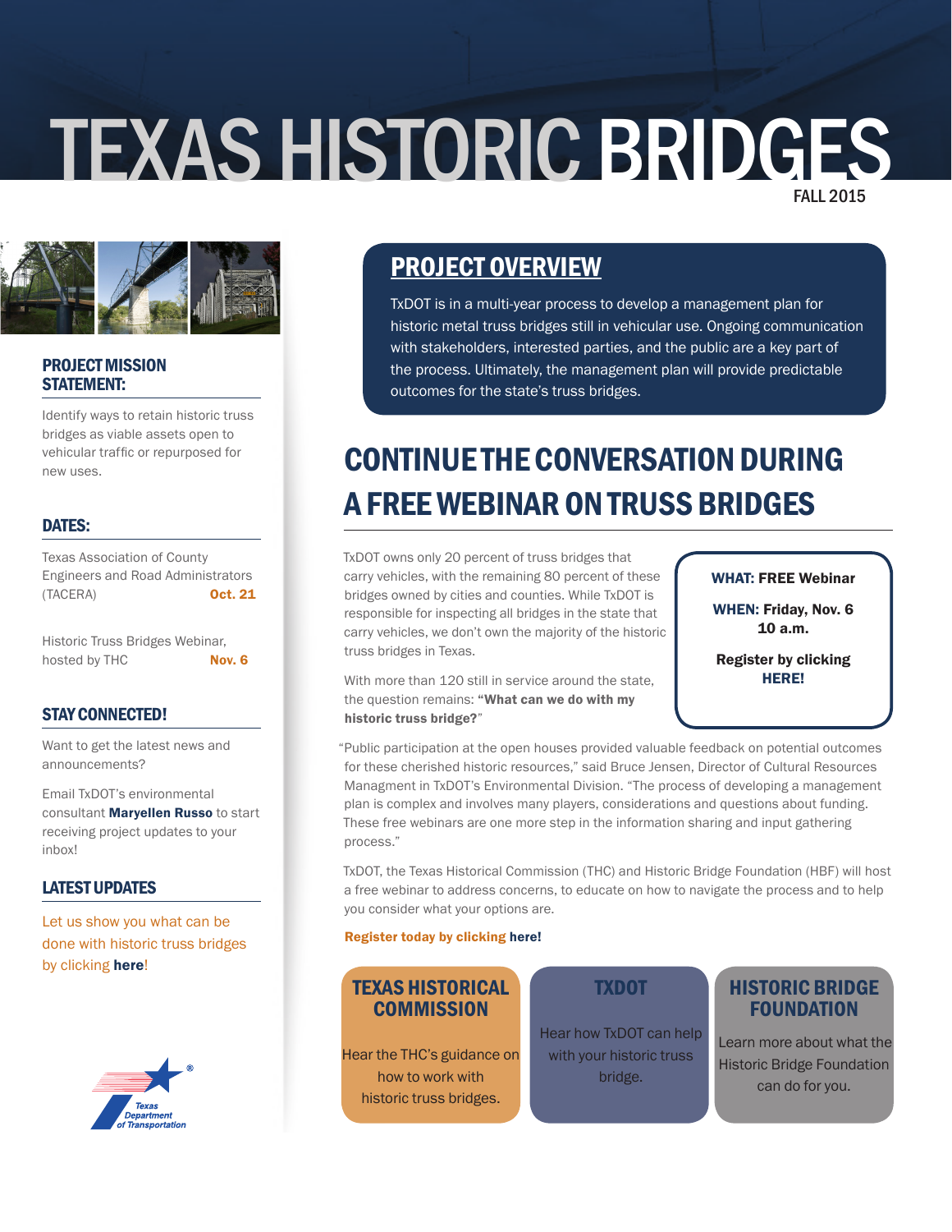# TEXAS HISTORIC BRIDGES

FALL 2015

### PROJECT MISSION STATEMENT:

Identify ways to retain historic truss bridges as viable assets open to vehicular traffic or repurposed for new uses.

### DATES:

Texas Association of County Engineers and Road Administrators (TACERA) **Oct. 21**

Historic Truss Bridges Webinar, hosted by THC **Nov. 6**

### STAY CONNECTED!

Want to get the latest news and announcements?

Email TxDOT's environmental consultant **Maryellen Russo** to start receiving project updates to your inbox!

### LATEST UPDATES

Let us show you what can be done with historic truss bridges by clicking **here**!

## PROJECT OVERVIEW

TxDOT is in a multi-year process to develop a management plan for historic metal truss bridges still in vehicular use. Ongoing communication with stakeholders, interested parties, and the public are a key part of the process. Ultimately, the management plan will provide predictable outcomes for the state's truss bridges.

## CONTINUE THE CONVERSATION DURING A FREE WEBINAR ON TRUSS BRIDGES

TxDOT owns only 20 percent of truss bridges that carry vehicles, with the remaining 80 percent of these bridges owned by cities and counties. While TxDOT is responsible for inspecting all bridges in the state that carry vehicles, we don't own the majority of the historic truss bridges in Texas.

With more than 120 still in service around the state, the question remains: **"What can we do with my historic truss bridge?"**

**WHAT: FREE Webinar**

**WHEN: Friday, Nov. 6 10 a.m.**

**Register by clicking HERE!**

"Public participation at the open houses provided valuable feedback on potential outcomes for these cherished historic resources," said Bruce Jensen, Director of Cultural Resources Managment in TxDOT's Environmental Division. "The process of developing a management plan is complex and involves many players, considerations and questions about funding. These free webinars are one more step in the information sharing and input gathering process."

TxDOT, the Texas Historical Commission (THC) and Historic Bridge Foundation (HBF) will host a free webinar to address concerns, to educate on how to navigate the process and to help you consider what your options are.

**Register today by clicking here!**

### TEXAS HISTORICAL COMMISSION

Hear the THC's guidance on how to work with historic truss bridges.

### TXDOT

Hear how TxDOT can help with your historic truss bridge.

### HISTORIC BRIDGE FOUNDATION

Learn more about what the Historic Bridge Foundation can do for you.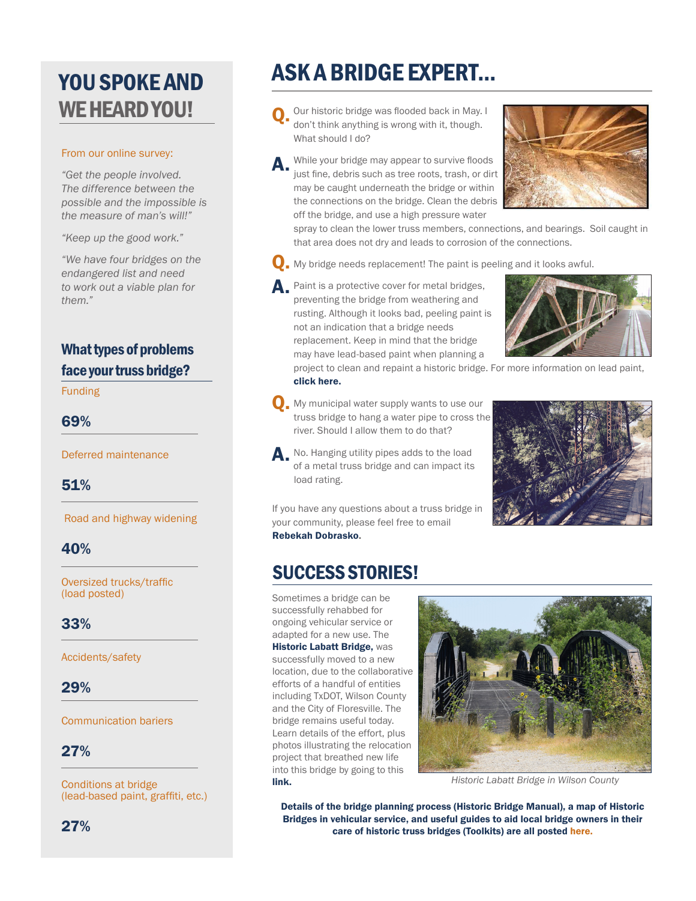## YOU SPOKE AND WE HEARD YOU!

From our online survey:

*"Get the people involved. The difference between the possible and the impossible is the measure of man's will!"*

*"Keep up the good work."*

*"We have four bridges on the endangered list and need to work out a viable plan for them."*

### What types of problems face your truss bridge?

Funding

**69%**

Deferred maintenance

**51%**

Road and highway widening

**40%**

Oversized trucks/traffic (load posted)

**33%**

Accidents/safety

**29%**

Communication bariers

**27%**

Conditions at bridge (lead-based paint, graffiti, etc.)

**27%**

## ASK A BRIDGE EXPERT...

**Q.** Our historic bridge was flooded back in May. I don't think anything is wrong with it, though. What should I do?

**A.** While your bridge may appear to survive floods just fine, debris such as tree roots, trash, or dirt may be caught underneath the bridge or within the connections on the bridge. Clean the debris off the bridge, and use a high pressure water spray to clean the lower truss members, connections, and bearings. Soil caught in that area does not dry and leads to corrosion of the connections.

**Q.** My bridge needs replacement! The paint is peeling and it looks awful.

**A.** Paint is a protective cover for metal bridges, preventing the bridge from weathering and rusting. Although it looks bad, peeling paint is not an indication that a bridge needs replacement. Keep in mind that the bridge may have lead-based paint when planning a project to clean and repaint a historic bridge. For more information on lead paint, **click here.**

**Q.** My municipal water supply wants to use our truss bridge to hang a water pipe to cross the river. Should I allow them to do that?

**A.** No. Hanging utility pipes adds to the load of a metal truss bridge and can impact its load rating.

If you have any questions about a truss bridge in your community, please feel free to email **Rebekah Dobrasko.**

## SUCCESS STORIES!

Sometimes a bridge can be successfully rehabbed for ongoing vehicular service or adapted for a new use. The **Historic Labatt Bridge,** was successfully moved to a new location, due to the collaborative efforts of a handful of entities including TxDOT, Wilson County and the City of Floresville. The bridge remains useful today. Learn details of the effort, plus photos illustrating the relocation project that breathed new life into this bridge by going to this **link.**

*Historic Labatt Bridge in Wilson County*

**Details of the bridge planning process (Historic Bridge Manual), a map of Historic Bridges in vehicular service, and useful guides to aid local bridge owners in their care of historic truss bridges (Toolkits) are all posted here.**